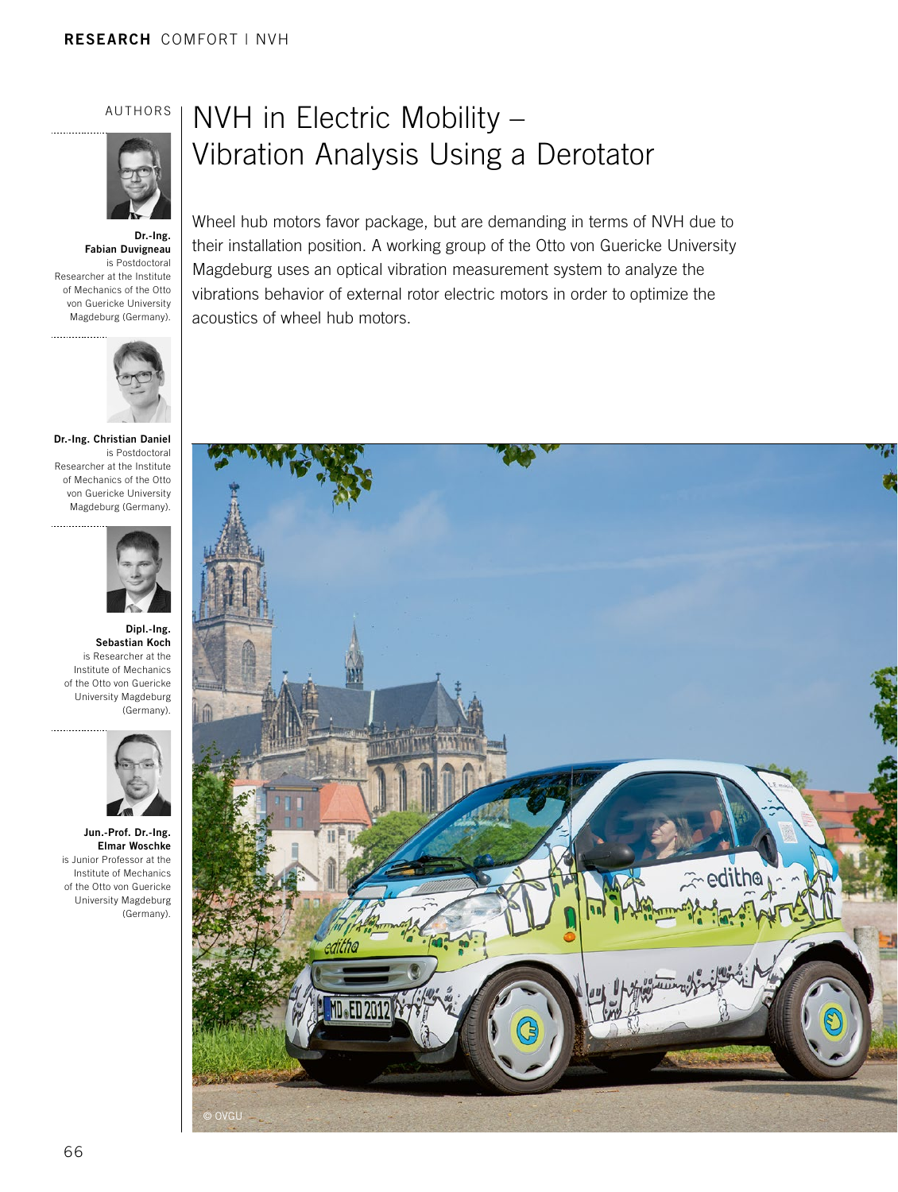# NVH in Electric Mobility – Vibration Analysis Using a Derotator

Wheel hub motors favor package, but are demanding in terms of NVH due to their installation position. A working group of the Otto von Guericke University Magdeburg uses an optical vibration measurement system to analyze the vibrations behavior of external rotor electric motors in order to optimize the acoustics of wheel hub motors.

AUTHORS

**Dr.-Ing. Fabian Duvigneau** is Postdoctoral Researcher at the Institute of Mechanics of the Otto von Guericke University Magdeburg (Germany).

**Dr.-Ing. Christian Daniel** is Postdoctoral Researcher at the Institute of Mechanics of the Otto von Guericke University Magdeburg (Germany).

**Dipl.-Ing. Sebastian Koch** is Researcher at the Institute of Mechanics of the Otto von Guericke University Magdeburg (Germany).

**Jun.-Prof. Dr.-Ing. Elmar Woschke** is Junior Professor at the Institute of Mechanics of the Otto von Guericke University Magdeburg (Germany).

© OVGU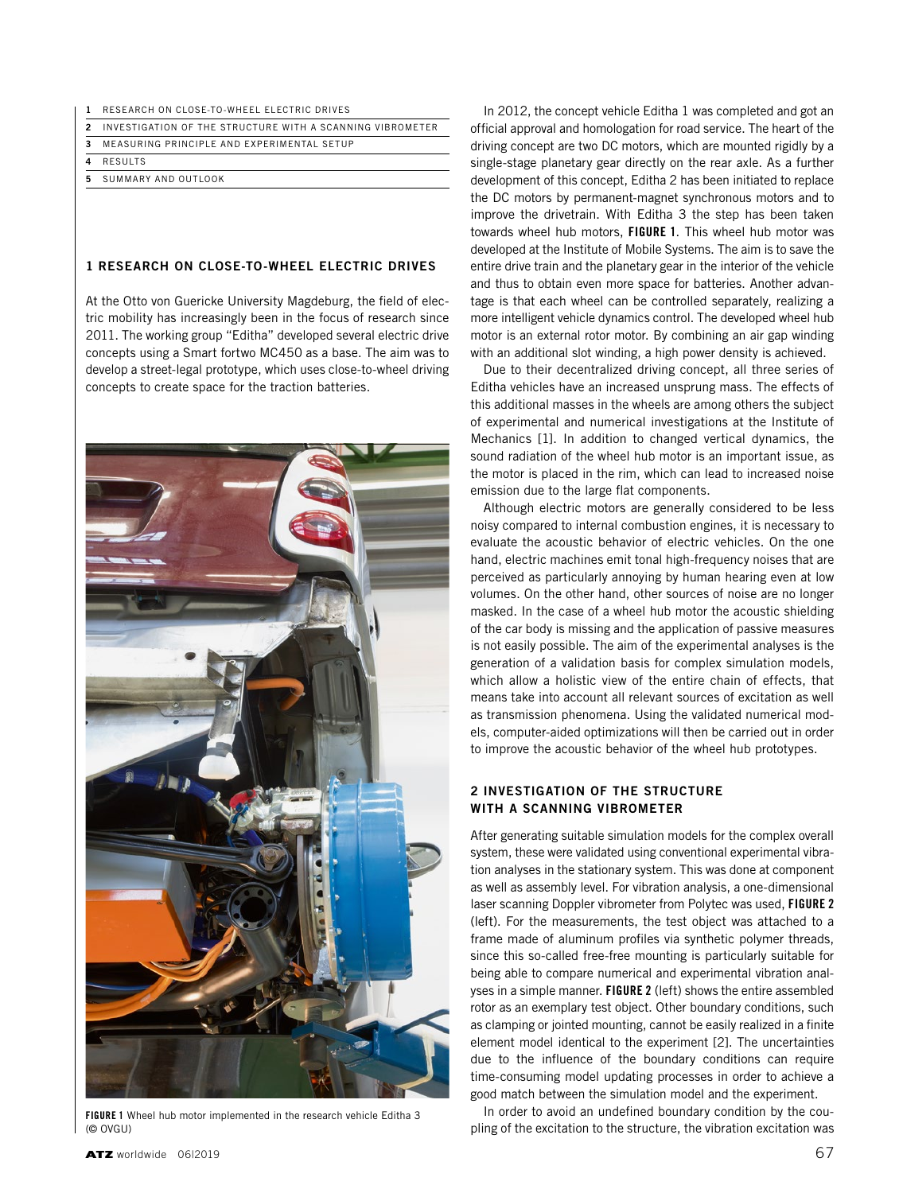1 RESEARCH ON CLOSE-TO-WHEEL ELECTRIC DRIVES
2 INVESTIGATION OF THE STRUCTURE WITH A SCANNING VIBROMETER
3 MEASURING PRINCIPLE AND EXPERIMENTAL SETUP
4 RESULTS
5 SUMMARY AND OUTLOOK

## 1 RESEARCH ON CLOSE-TO-WHEEL ELECTRIC DRIVES

At the Otto von Guericke University Magdeburg, the field of electric mobility has increasingly been in the focus of research since 2011. The working group "Editha" developed several electric drive concepts using a Smart fortwo MC450 as a base. The aim was to develop a street-legal prototype, which uses close-to-wheel driving concepts to create space for the traction batteries.

**FIGURE 1** Wheel hub motor implemented in the research vehicle Editha 3 (© OVGU)

In 2012, the concept vehicle Editha 1 was completed and got an official approval and homologation for road service. The heart of the driving concept are two DC motors, which are mounted rigidly by a single-stage planetary gear directly on the rear axle. As a further development of this concept, Editha 2 has been initiated to replace the DC motors by permanent-magnet synchronous motors and to improve the drivetrain. With Editha 3 the step has been taken towards wheel hub motors, **FIGURE 1**. This wheel hub motor was developed at the Institute of Mobile Systems. The aim is to save the entire drive train and the planetary gear in the interior of the vehicle and thus to obtain even more space for batteries. Another advantage is that each wheel can be controlled separately, realizing a more intelligent vehicle dynamics control. The developed wheel hub motor is an external rotor motor. By combining an air gap winding with an additional slot winding, a high power density is achieved.

Due to their decentralized driving concept, all three series of Editha vehicles have an increased unsprung mass. The effects of this additional masses in the wheels are among others the subject of experimental and numerical investigations at the Institute of Mechanics [1]. In addition to changed vertical dynamics, the sound radiation of the wheel hub motor is an important issue, as the motor is placed in the rim, which can lead to increased noise emission due to the large flat components.

Although electric motors are generally considered to be less noisy compared to internal combustion engines, it is necessary to evaluate the acoustic behavior of electric vehicles. On the one hand, electric machines emit tonal high-frequency noises that are perceived as particularly annoying by human hearing even at low volumes. On the other hand, other sources of noise are no longer masked. In the case of a wheel hub motor the acoustic shielding of the car body is missing and the application of passive measures is not easily possible. The aim of the experimental analyses is the generation of a validation basis for complex simulation models, which allow a holistic view of the entire chain of effects, that means take into account all relevant sources of excitation as well as transmission phenomena. Using the validated numerical models, computer-aided optimizations will then be carried out in order to improve the acoustic behavior of the wheel hub prototypes.

## 2 INVESTIGATION OF THE STRUCTURE WITH A SCANNING VIBROMETER

After generating suitable simulation models for the complex overall system, these were validated using conventional experimental vibration analyses in the stationary system. This was done at component as well as assembly level. For vibration analysis, a one-dimensional laser scanning Doppler vibrometer from Polytec was used, **FIGURE 2** (left). For the measurements, the test object was attached to a frame made of aluminum profiles via synthetic polymer threads, since this so-called free-free mounting is particularly suitable for being able to compare numerical and experimental vibration analyses in a simple manner. **FIGURE 2** (left) shows the entire assembled rotor as an exemplary test object. Other boundary conditions, such as clamping or jointed mounting, cannot be easily realized in a finite element model identical to the experiment [2]. The uncertainties due to the influence of the boundary conditions can require time-consuming model updating processes in order to achieve a good match between the simulation model and the experiment.

In order to avoid an undefined boundary condition by the coupling of the excitation to the structure, the vibration excitation was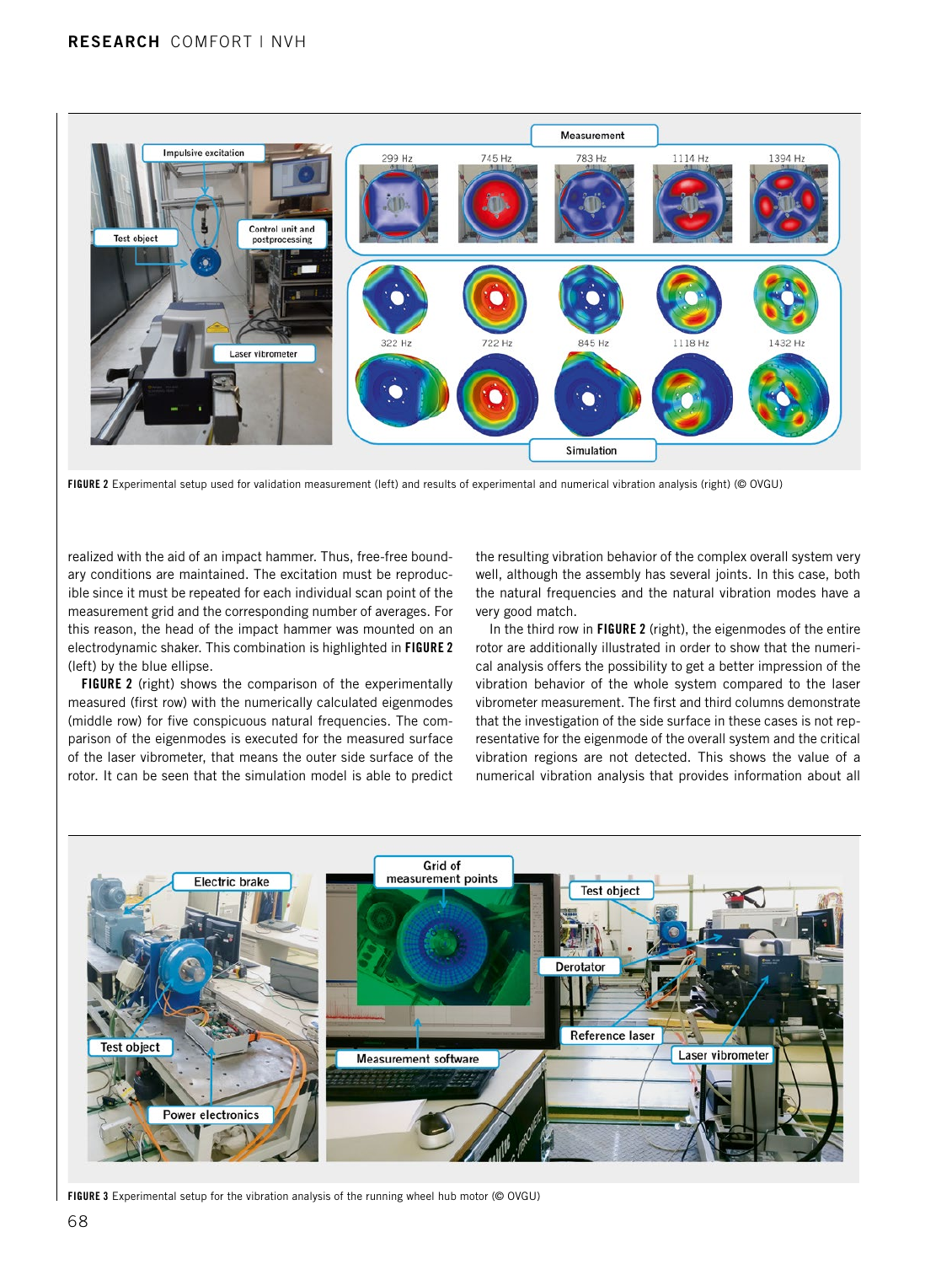FIGURE 2 Experimental setup used for validation measurement (left) and results of experimental and numerical vibration analysis (right) (© OVGU)

realized with the aid of an impact hammer. Thus, free-free boundary conditions are maintained. The excitation must be reproducible since it must be repeated for each individual scan point of the measurement grid and the corresponding number of averages. For this reason, the head of the impact hammer was mounted on an electrodynamic shaker. This combination is highlighted in **FIGURE 2** (left) by the blue ellipse.

**FIGURE 2** (right) shows the comparison of the experimentally measured (first row) with the numerically calculated eigenmodes (middle row) for five conspicuous natural frequencies. The comparison of the eigenmodes is executed for the measured surface of the laser vibrometer, that means the outer side surface of the rotor. It can be seen that the simulation model is able to predict the resulting vibration behavior of the complex overall system very well, although the assembly has several joints. In this case, both the natural frequencies and the natural vibration modes have a very good match.

In the third row in **FIGURE 2** (right), the eigenmodes of the entire rotor are additionally illustrated in order to show that the numerical analysis offers the possibility to get a better impression of the vibration behavior of the whole system compared to the laser vibrometer measurement. The first and third columns demonstrate that the investigation of the side surface in these cases is not representative for the eigenmode of the overall system and the critical vibration regions are not detected. This shows the value of a numerical vibration analysis that provides information about all

FIGURE 3 Experimental setup for the vibration analysis of the running wheel hub motor (© OVGU)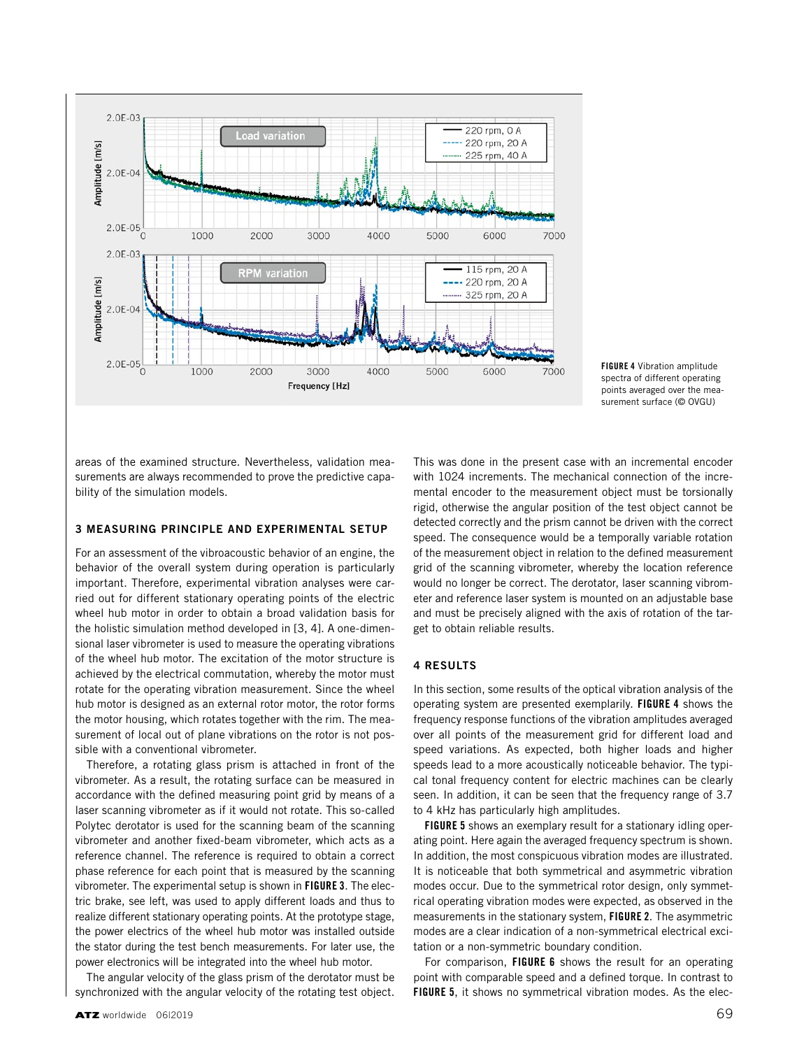Load variation

220 rpm, 0 A
220 rpm, 20 A
225 rpm, 40 A

Amplitude [m/s]

2.0E-03
2.0E-04
2.0E-05

0 1000 2000 3000 4000 5000 6000 7000

RPM variation

115 rpm, 20 A
220 rpm, 20 A
325 rpm, 20 A

Amplitude [m/s]

2.0E-03
2.0E-04
2.0E-05

0 1000 2000 3000 4000 5000 6000 7000

Frequency [Hz]

**FIGURE 4** Vibration amplitude spectra of different operating points averaged over the measurement surface (© OVGU)

areas of the examined structure. Nevertheless, validation measurements are always recommended to prove the predictive capability of the simulation models.

## 3 MEASURING PRINCIPLE AND EXPERIMENTAL SETUP

For an assessment of the vibroacoustic behavior of an engine, the behavior of the overall system during operation is particularly important. Therefore, experimental vibration analyses were carried out for different stationary operating points of the electric wheel hub motor in order to obtain a broad validation basis for the holistic simulation method developed in [3, 4]. A one-dimensional laser vibrometer is used to measure the operating vibrations of the wheel hub motor. The excitation of the motor structure is achieved by the electrical commutation, whereby the motor must rotate for the operating vibration measurement. Since the wheel hub motor is designed as an external rotor motor, the rotor forms the motor housing, which rotates together with the rim. The measurement of local out of plane vibrations on the rotor is not possible with a conventional vibrometer.

Therefore, a rotating glass prism is attached in front of the vibrometer. As a result, the rotating surface can be measured in accordance with the defined measuring point grid by means of a laser scanning vibrometer as if it would not rotate. This so-called Polytec derotator is used for the scanning beam of the scanning vibrometer and another fixed-beam vibrometer, which acts as a reference channel. The reference is required to obtain a correct phase reference for each point that is measured by the scanning vibrometer. The experimental setup is shown in **FIGURE 3**. The electric brake, see left, was used to apply different loads and thus to realize different stationary operating points. At the prototype stage, the power electrics of the wheel hub motor was installed outside the stator during the test bench measurements. For later use, the power electronics will be integrated into the wheel hub motor.

The angular velocity of the glass prism of the derotator must be synchronized with the angular velocity of the rotating test object. This was done in the present case with an incremental encoder with 1024 increments. The mechanical connection of the incremental encoder to the measurement object must be torsionally rigid, otherwise the angular position of the test object cannot be detected correctly and the prism cannot be driven with the correct speed. The consequence would be a temporally variable rotation of the measurement object in relation to the defined measurement grid of the scanning vibrometer, whereby the location reference would no longer be correct. The derotator, laser scanning vibrometer and reference laser system is mounted on an adjustable base and must be precisely aligned with the axis of rotation of the target to obtain reliable results.

## 4 RESULTS

In this section, some results of the optical vibration analysis of the operating system are presented exemplarily. **FIGURE 4** shows the frequency response functions of the vibration amplitudes averaged over all points of the measurement grid for different load and speed variations. As expected, both higher loads and higher speeds lead to a more acoustically noticeable behavior. The typical tonal frequency content for electric machines can be clearly seen. In addition, it can be seen that the frequency range of 3.7 to 4 kHz has particularly high amplitudes.

**FIGURE 5** shows an exemplary result for a stationary idling operating point. Here again the averaged frequency spectrum is shown. In addition, the most conspicuous vibration modes are illustrated. It is noticeable that both symmetrical and asymmetric vibration modes occur. Due to the symmetrical rotor design, only symmetrical operating vibration modes were expected, as observed in the measurements in the stationary system, **FIGURE 2**. The asymmetric modes are a clear indication of a non-symmetrical electrical excitation or a non-symmetric boundary condition.

For comparison, **FIGURE 6** shows the result for an operating point with comparable speed and a defined torque. In contrast to **FIGURE 5**, it shows no symmetrical vibration modes. As the elec-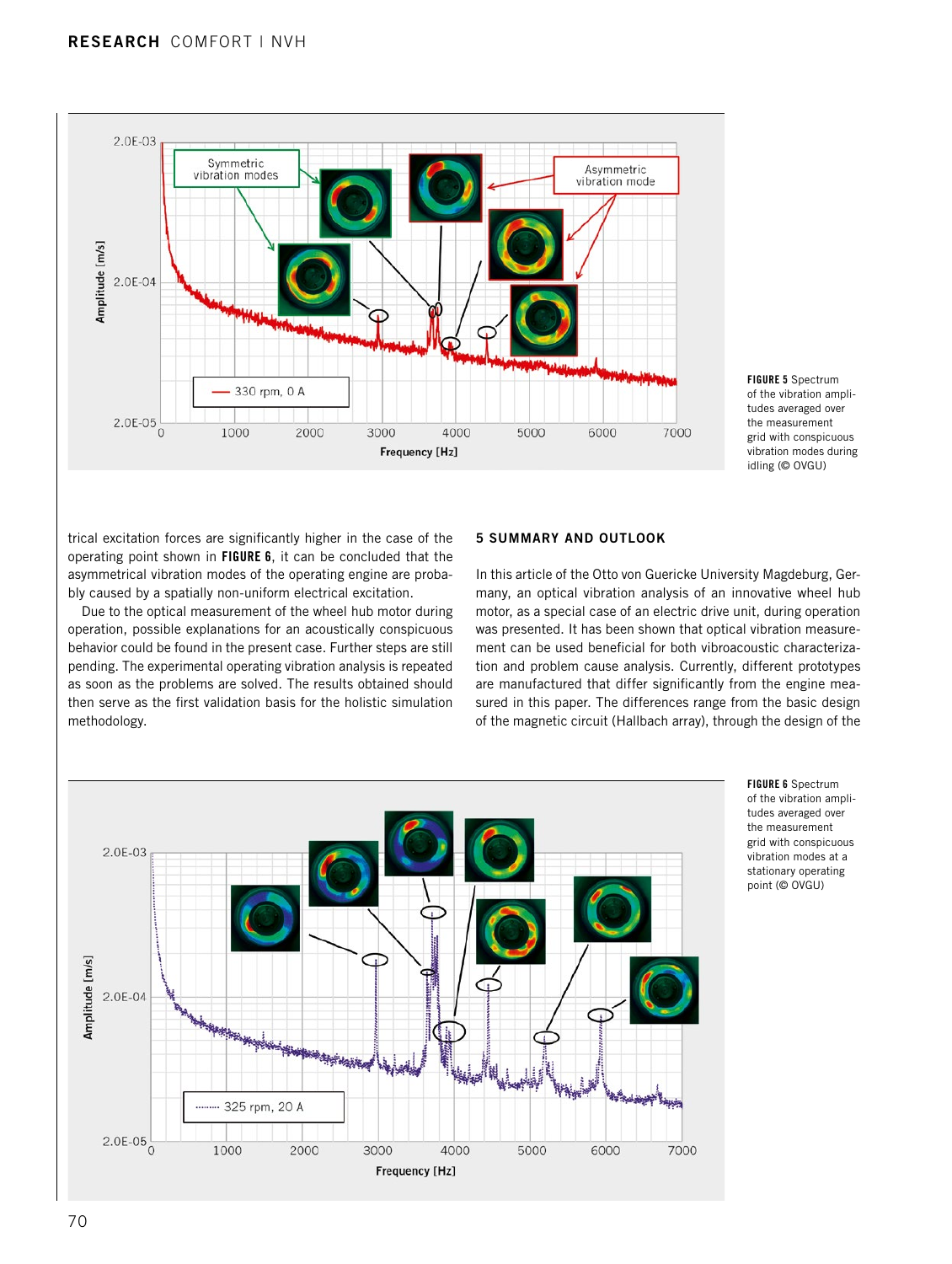FIGURE 5 Spectrum of the vibration amplitudes averaged over the measurement grid with conspicuous vibration modes during idling (© OVGU)

trical excitation forces are significantly higher in the case of the operating point shown in **FIGURE 6**, it can be concluded that the asymmetrical vibration modes of the operating engine are probably caused by a spatially non-uniform electrical excitation.

Due to the optical measurement of the wheel hub motor during operation, possible explanations for an acoustically conspicuous behavior could be found in the present case. Further steps are still pending. The experimental operating vibration analysis is repeated as soon as the problems are solved. The results obtained should then serve as the first validation basis for the holistic simulation methodology.

## 5 SUMMARY AND OUTLOOK

In this article of the Otto von Guericke University Magdeburg, Germany, an optical vibration analysis of an innovative wheel hub motor, as a special case of an electric drive unit, during operation was presented. It has been shown that optical vibration measurement can be used beneficial for both vibroacoustic characterization and problem cause analysis. Currently, different prototypes are manufactured that differ significantly from the engine measured in this paper. The differences range from the basic design of the magnetic circuit (Halbach array), through the design of the

FIGURE 6 Spectrum of the vibration amplitudes averaged over the measurement grid with conspicuous vibration modes at a stationary operating point (© OVGU)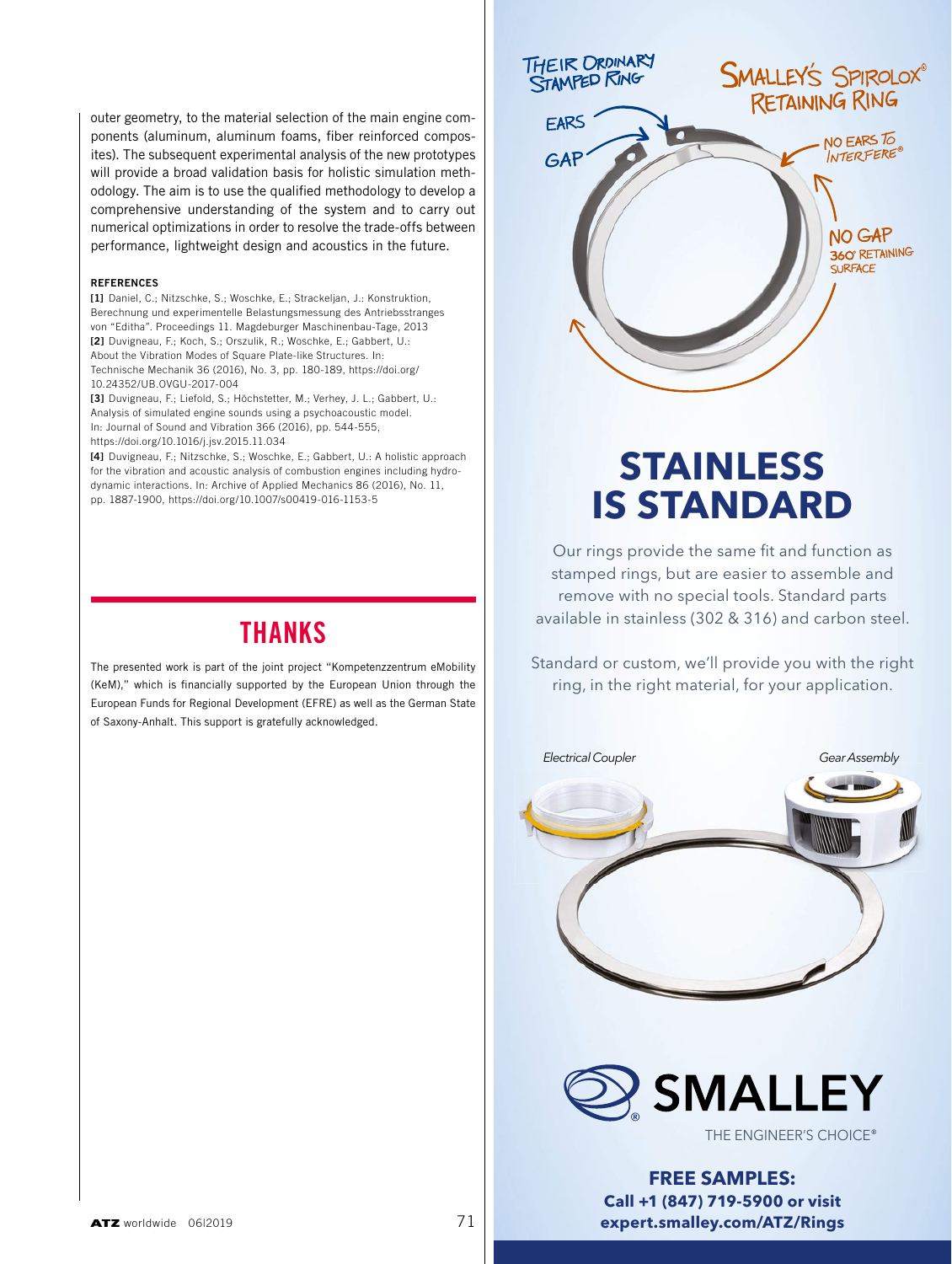outer geometry, to the material selection of the main engine components (aluminum, aluminum foams, fiber reinforced composites). The subsequent experimental analysis of the new prototypes will provide a broad validation basis for holistic simulation methodology. The aim is to use the qualified methodology to develop a comprehensive understanding of the system and to carry out numerical optimizations in order to resolve the trade-offs between performance, lightweight design and acoustics in the future.

#### REFERENCES

**[1]** Daniel, C.; Nitzschke, S.; Woschke, E.; Strackeljan, J.: Konstruktion, Berechnung und experimentelle Belastungsmessung des Antriebsstranges von "Editha". Proceedings 11. Magdeburger Maschinenbau-Tage, 2013

**[2]** Duvigneau, F.; Koch, S.; Orszulik, R.; Woschke, E.; Gabbert, U.: About the Vibration Modes of Square Plate-like Structures. In: Technische Mechanik 36 (2016), No. 3, pp. 180-189, https://doi.org/10.24352/UB.OVGU-2017-004

**[3]** Duvigneau, F.; Liefold, S.; Höchstetter, M.; Verhey, J. L.; Gabbert, U.: Analysis of simulated engine sounds using a psychoacoustic model. In: Journal of Sound and Vibration 366 (2016), pp. 544-555, https://doi.org/10.1016/j.jsv.2015.11.034

**[4]** Duvigneau, F.; Nitzschke, S.; Woschke, E.; Gabbert, U.: A holistic approach for the vibration and acoustic analysis of combustion engines including hydrodynamic interactions. In: Archive of Applied Mechanics 86 (2016), No. 11, pp. 1887-1900, https://doi.org/10.1007/s00419-016-1153-5

## THANKS

The presented work is part of the joint project "Kompetenzzentrum eMobility (KeM)," which is financially supported by the European Union through the European Funds for Regional Development (EFRE) as well as the German State of Saxony-Anhalt. This support is gratefully acknowledged.

Their Ordinary Stamped Ring

Ears

Gap

Smalley's Spirolox® Retaining Ring

No ears to interfere®

No gap

360° retaining surface

# STAINLESS IS STANDARD

Our rings provide the same fit and function as stamped rings, but are easier to assemble and remove with no special tools. Standard parts available in stainless (302 & 316) and carbon steel.

Standard or custom, we'll provide you with the right ring, in the right material, for your application.

*Electrical Coupler*

*Gear Assembly*

SMALLEY

THE ENGINEER'S CHOICE®

**FREE SAMPLES:**
**Call +1 (847) 719-5900 or visit expert.smalley.com/ATZ/Rings**